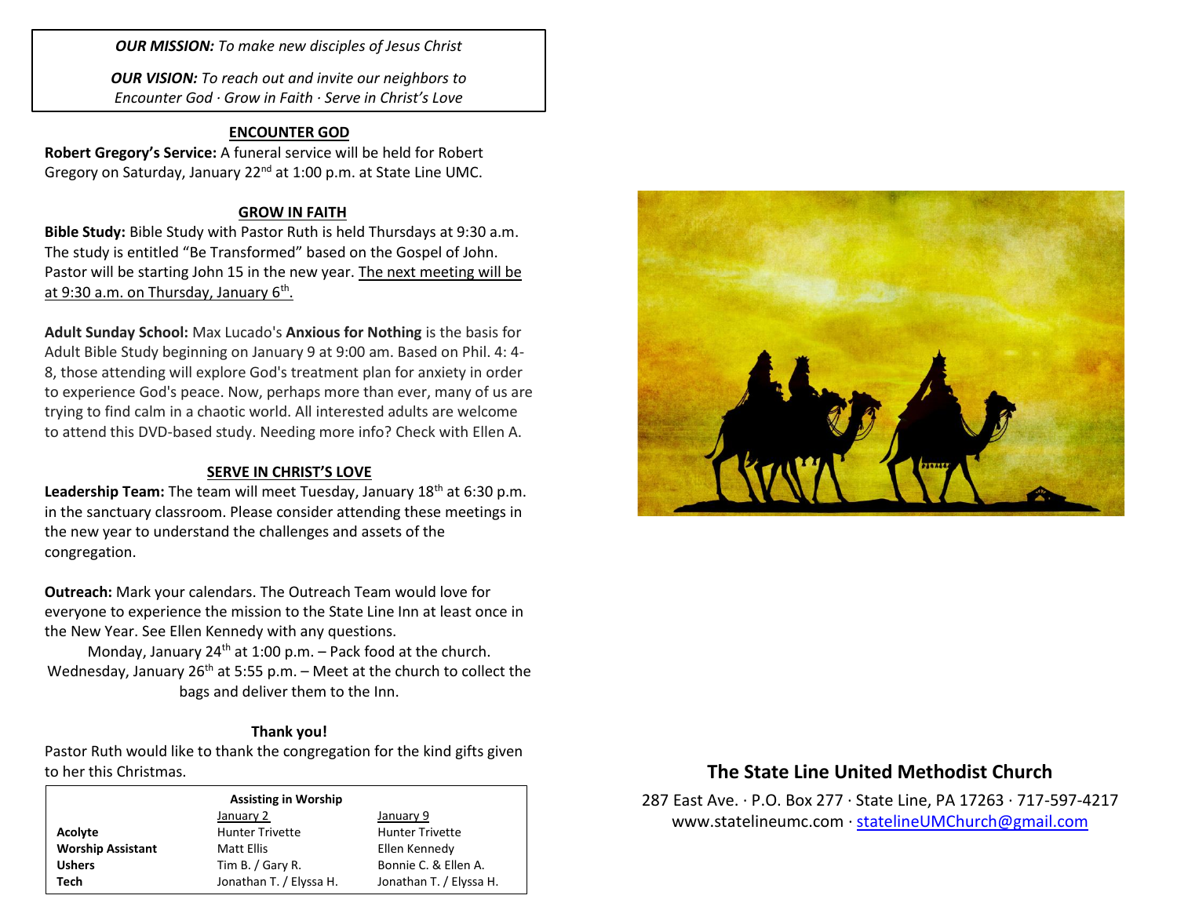*OUR MISSION:* *To make new disciples of Jesus Christ*

*OUR VISION:* *To reach out and invite our neighbors to Encounter God · Grow in Faith · Serve in Christ's Love*

## ENCOUNTER GOD

**Robert Gregory's Service:** A funeral service will be held for Robert Gregory on Saturday, January 22nd at 1:00 p.m. at State Line UMC.

## GROW IN FAITH

**Bible Study:** Bible Study with Pastor Ruth is held Thursdays at 9:30 a.m. The study is entitled "Be Transformed" based on the Gospel of John. Pastor will be starting John 15 in the new year. The next meeting will be at 9:30 a.m. on Thursday, January 6th.

**Adult Sunday School:** Max Lucado's **Anxious for Nothing** is the basis for Adult Bible Study beginning on January 9 at 9:00 am. Based on Phil. 4: 4-8, those attending will explore God's treatment plan for anxiety in order to experience God's peace. Now, perhaps more than ever, many of us are trying to find calm in a chaotic world. All interested adults are welcome to attend this DVD-based study. Needing more info? Check with Ellen A.

## SERVE IN CHRIST'S LOVE

**Leadership Team:** The team will meet Tuesday, January 18th at 6:30 p.m. in the sanctuary classroom. Please consider attending these meetings in the new year to understand the challenges and assets of the congregation.

**Outreach:** Mark your calendars. The Outreach Team would love for everyone to experience the mission to the State Line Inn at least once in the New Year. See Ellen Kennedy with any questions.

Monday, January 24th at 1:00 p.m. – Pack food at the church.
Wednesday, January 26th at 5:55 p.m. – Meet at the church to collect the bags and deliver them to the Inn.

**Thank you!**

Pastor Ruth would like to thank the congregation for the kind gifts given to her this Christmas.

**Assisting in Worship**

| | January 2 | January 9 |
|---|---|---|
| **Acolyte** | Hunter Trivette | Hunter Trivette |
| **Worship Assistant** | Matt Ellis | Ellen Kennedy |
| **Ushers** | Tim B. / Gary R. | Bonnie C. & Ellen A. |
| **Tech** | Jonathan T. / Elyssa H. | Jonathan T. / Elyssa H. |

## The State Line United Methodist Church

287 East Ave. · P.O. Box 277 · State Line, PA 17263 · 717-597-4217
www.statelineumc.com · statelineUMChurch@gmail.com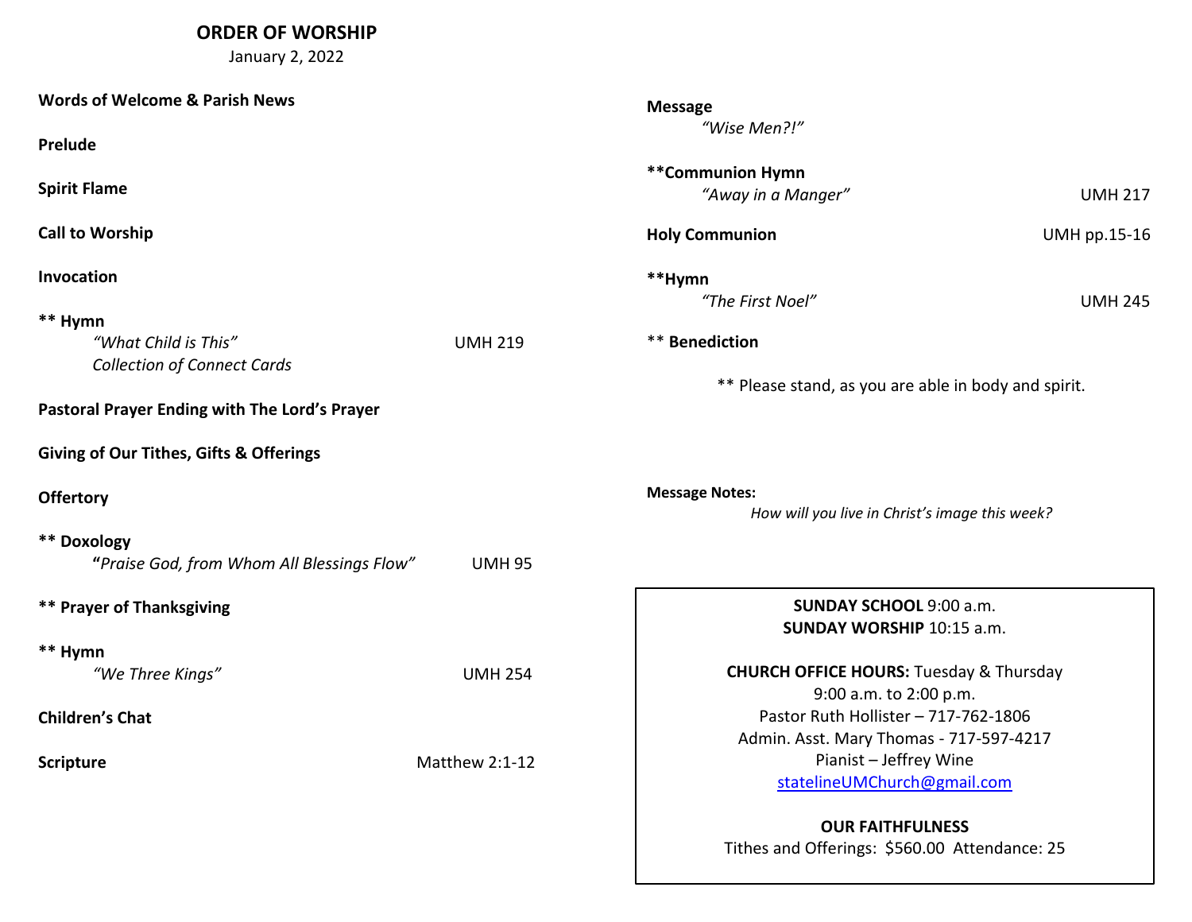## ORDER OF WORSHIP

January 2, 2022

**Words of Welcome & Parish News**

**Prelude**

**Spirit Flame**

**Call to Worship**

**Invocation**

**\*\* Hymn**
*"What Child is This"* UMH 219
*Collection of Connect Cards*

**Pastoral Prayer Ending with The Lord's Prayer**

**Giving of Our Tithes, Gifts & Offerings**

**Offertory**

**\*\* Doxology**
**"***Praise God, from Whom All Blessings Flow"* UMH 95

**\*\* Prayer of Thanksgiving**

**\*\* Hymn**
*"We Three Kings"* UMH 254

**Children's Chat**

**Scripture** Matthew 2:1-12

**Message**
*"Wise Men?!"*

**\*\*Communion Hymn**
*"Away in a Manger"* UMH 217

**Holy Communion** UMH pp.15-16

**\*\*Hymn**
*"The First Noel"* UMH 245

\*\* **Benediction**

\*\* Please stand, as you are able in body and spirit.

**Message Notes:**
*How will you live in Christ's image this week?*

**SUNDAY SCHOOL** 9:00 a.m.
**SUNDAY WORSHIP** 10:15 a.m.

**CHURCH OFFICE HOURS:** Tuesday & Thursday
9:00 a.m. to 2:00 p.m.
Pastor Ruth Hollister – 717-762-1806
Admin. Asst. Mary Thomas - 717-597-4217
Pianist – Jeffrey Wine
statelineUMChurch@gmail.com

**OUR FAITHFULNESS**
Tithes and Offerings: $560.00 Attendance: 25